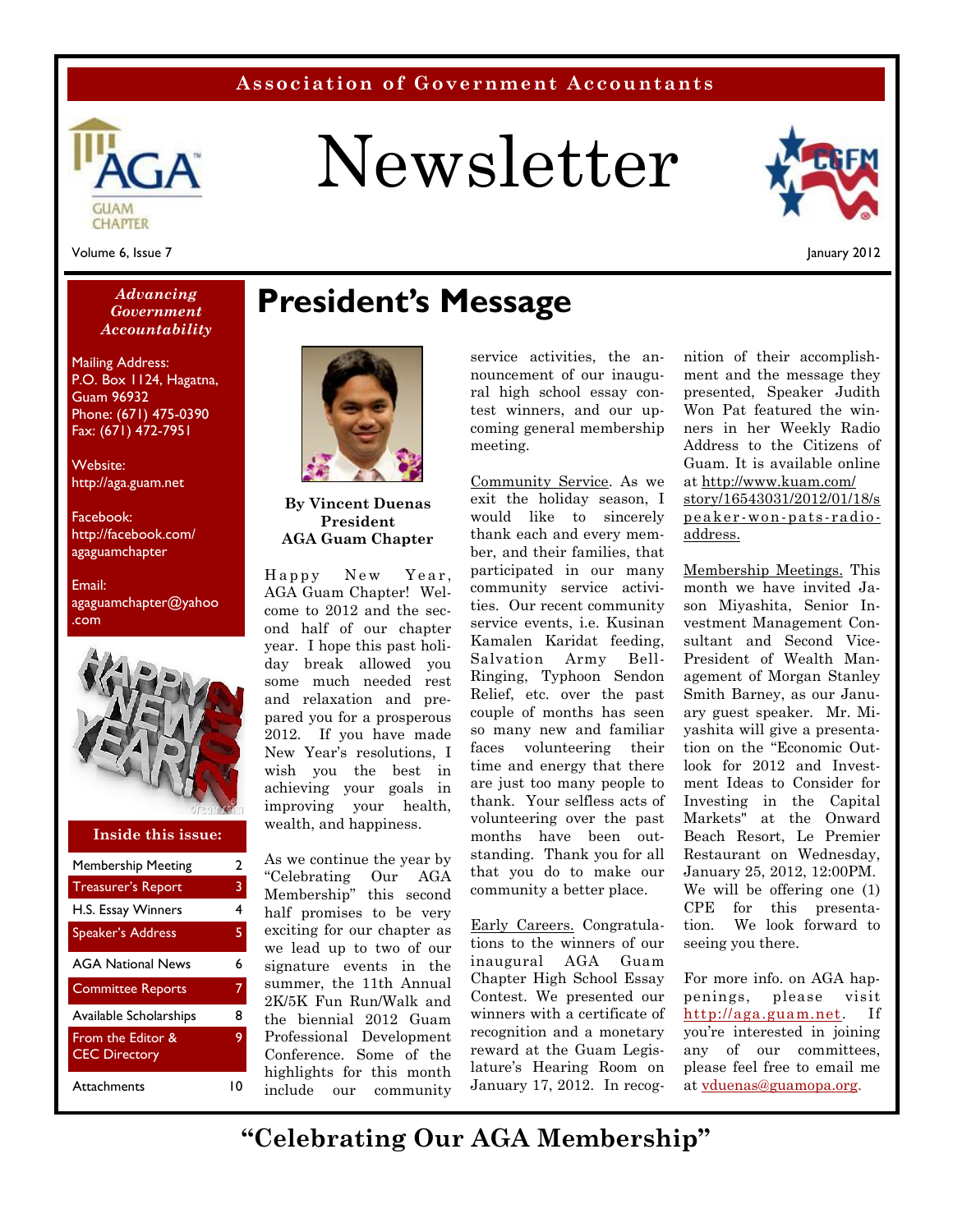**Association of Government Accountants**

# Newsletter

Volume 6, Issue 7

January 2012

*Advancing Government Accountability*

Mailing Address:
P.O. Box 1124, Hagatna, Guam 96932
Phone: (671) 475-0390
Fax: (671) 472-7951

Website:
http://aga.guam.net

Facebook:
http://facebook.com/agaguamchapter

Email:
agaguamchapter@yahoo.com

**Inside this issue:**

| | |
|---|---|
| Membership Meeting | 2 |
| Treasurer's Report | 3 |
| H.S. Essay Winners | 4 |
| Speaker's Address | 5 |
| AGA National News | 6 |
| Committee Reports | 7 |
| Available Scholarships | 8 |
| From the Editor & CEC Directory | 9 |
| Attachments | 10 |

## President's Message

**By Vincent Duenas**
**President**
**AGA Guam Chapter**

Happy New Year, AGA Guam Chapter! Welcome to 2012 and the second half of our chapter year. I hope this past holiday break allowed you some much needed rest and relaxation and prepared you for a prosperous 2012. If you have made New Year's resolutions, I wish you the best in achieving your goals in improving your health, wealth, and happiness.

As we continue the year by "Celebrating Our AGA Membership" this second half promises to be very exciting for our chapter as we lead up to two of our signature events in the summer, the 11th Annual 2K/5K Fun Run/Walk and the biennial 2012 Guam Professional Development Conference. Some of the highlights for this month include our community service activities, the announcement of our inaugural high school essay contest winners, and our upcoming general membership meeting.

Community Service. As we exit the holiday season, I would like to sincerely thank each and every member, and their families, that participated in our many community service activities. Our recent community service events, i.e. Kusinan Kamalen Karidat feeding, Salvation Army Bell-Ringing, Typhoon Sendon Relief, etc. over the past couple of months has seen so many new and familiar faces volunteering their time and energy that there are just too many people to thank. Your selfless acts of volunteering over the past months have been outstanding. Thank you for all that you do to make our community a better place.

Early Careers. Congratulations to the winners of our inaugural AGA Guam Chapter High School Essay Contest. We presented our winners with a certificate of recognition and a monetary reward at the Guam Legislature's Hearing Room on January 17, 2012. In recognition of their accomplishment the message they presented, Speaker Judith Won Pat featured the winners in her Weekly Radio Address to the Citizens of Guam. It is available online at http://www.kuam.com/story/16543031/2012/01/18/speaker-won-pats-radio-address.

Membership Meetings. This month we have invited Jason Miyashita, Senior Investment Management Consultant and Second Vice-President of Wealth Management of Morgan Stanley Smith Barney, as our January guest speaker. Mr. Miyashita will give a presentation on the "Economic Outlook for 2012 and Investment Ideas to Consider for Investing in the Capital Markets" at the Onward Beach Resort, Le Premier Restaurant on Wednesday, January 25, 2012, 12:00PM. We will be offering one (1) CPE for this presentation. We look forward to seeing you there.

For more info. on AGA happenings, please visit http://aga.guam.net. If you're interested in joining any of our committees, please feel free to email me at vduenas@guamopa.org.

**"Celebrating Our AGA Membership"**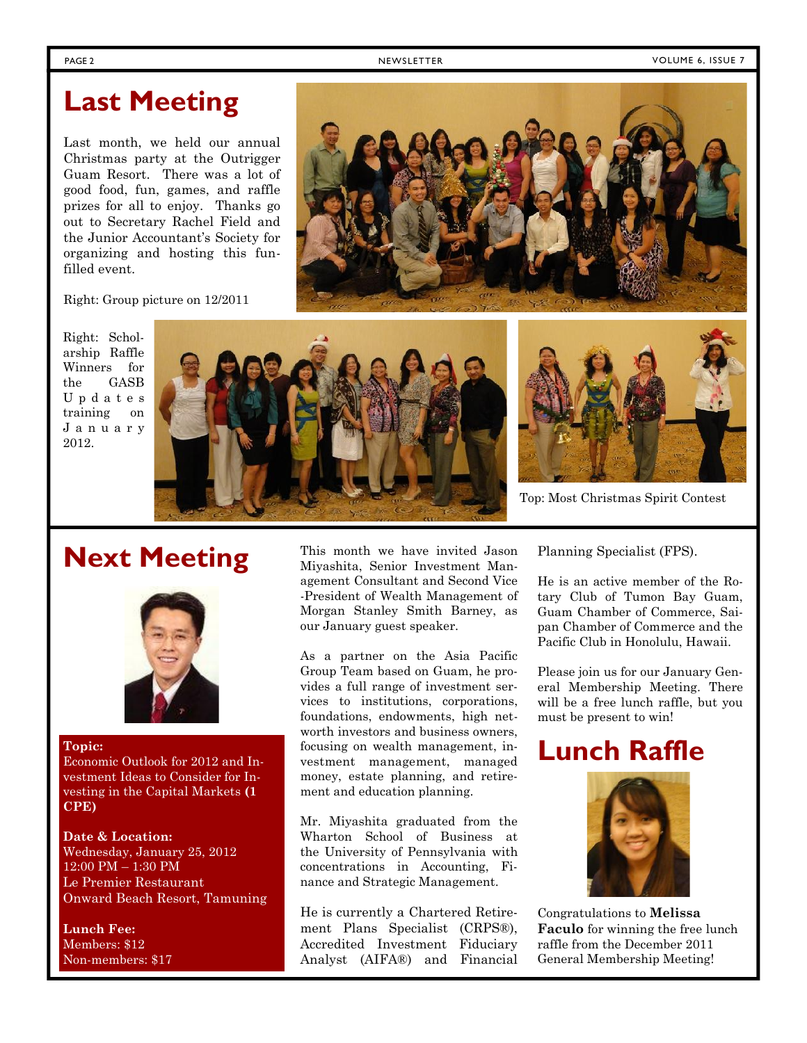# Last Meeting

Last month, we held our annual Christmas party at the Outrigger Guam Resort. There was a lot of good food, fun, games, and raffle prizes for all to enjoy. Thanks go out to Secretary Rachel Field and the Junior Accountant's Society for organizing and hosting this fun-filled event.

Right: Group picture on 12/2011

Right: Scholarship Raffle Winners for the GASB Updates training on January 2012.

Top: Most Christmas Spirit Contest

# Next Meeting

**Topic:**
Economic Outlook for 2012 and Investment Ideas to Consider for Investing in the Capital Markets **(1 CPE)**

**Date & Location:**
Wednesday, January 25, 2012
12:00 PM – 1:30 PM
Le Premier Restaurant
Onward Beach Resort, Tamuning

**Lunch Fee:**
Members: $12
Non-members: $17

This month we have invited Jason Miyashita, Senior Investment Management Consultant and Second Vice-President of Wealth Management of Morgan Stanley Smith Barney, as our January guest speaker.

As a partner on the Asia Pacific Group Team based on Guam, he provides a full range of investment services to institutions, corporations, foundations, endowments, high net-worth investors and business owners, focusing on wealth management, investment management, managed money, estate planning, and retirement and education planning.

Mr. Miyashita graduated from the Wharton School of Business at the University of Pennsylvania with concentrations in Accounting, Finance and Strategic Management.

He is currently a Chartered Retirement Plans Specialist (CRPS®), Accredited Investment Fiduciary Analyst (AIFA®) and Financial Planning Specialist (FPS).

He is an active member of the Rotary Club of Tumon Bay Guam, Guam Chamber of Commerce, Saipan Chamber of Commerce and the Pacific Club in Honolulu, Hawaii.

Please join us for our January General Membership Meeting. There will be a free lunch raffle, but you must be present to win!

# Lunch Raffle

Congratulations to **Melissa Faculo** for winning the free lunch raffle from the December 2011 General Membership Meeting!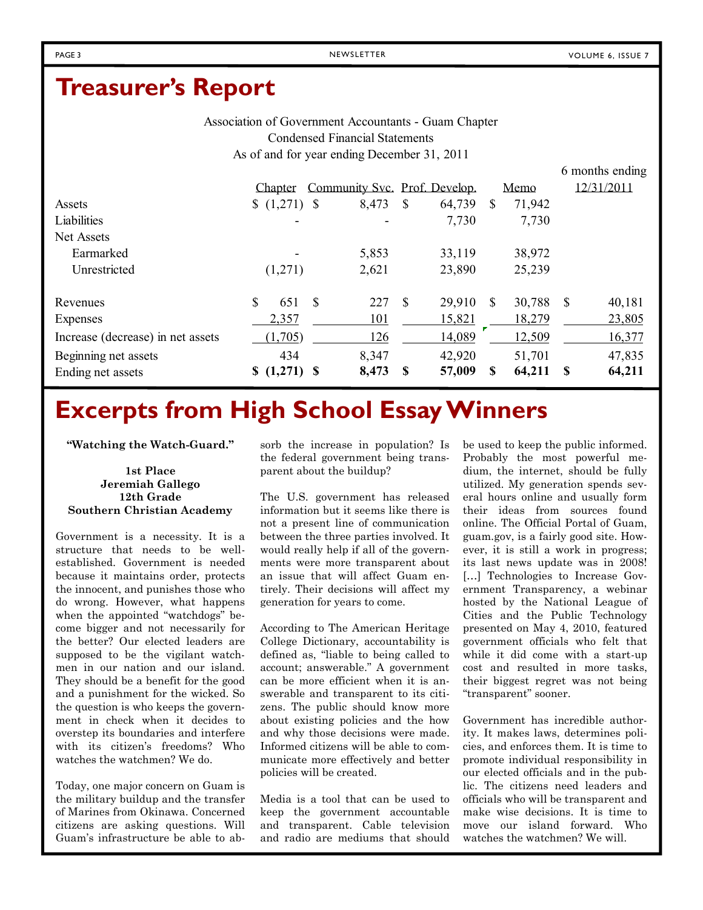# Treasurer's Report

Association of Government Accountants - Guam Chapter
Condensed Financial Statements
As of and for year ending December 31, 2011

| | Chapter | Community Svc. | Prof. Develop. | Memo | 6 months ending 12/31/2011 |
|---|---|---|---|---|---|
| Assets | $ (1,271) | $ 8,473 | $ 64,739 | $ 71,942 | |
| Liabilities | - | - | 7,730 | 7,730 | |
| Net Assets | | | | | |
| Earmarked | - | 5,853 | 33,119 | 38,972 | |
| Unrestricted | (1,271) | 2,621 | 23,890 | 25,239 | |
| Revenues | $ 651 | $ 227 | $ 29,910 | $ 30,788 | $ 40,181 |
| Expenses | 2,357 | 101 | 15,821 | 18,279 | 23,805 |
| Increase (decrease) in net assets | (1,705) | 126 | 14,089 | 12,509 | 16,377 |
| Beginning net assets | 434 | 8,347 | 42,920 | 51,701 | 47,835 |
| Ending net assets | **$ (1,271)** | **$ 8,473** | **$ 57,009** | **$ 64,211** | **$ 64,211** |

# Excerpts from High School Essay Winners

**"Watching the Watch-Guard."**

**1st Place**
**Jeremiah Gallego**
**12th Grade**
**Southern Christian Academy**

Government is a necessity. It is a structure that needs to be well-established. Government is needed because it maintains order, protects the innocent, and punishes those who do wrong. However, what happens when the appointed "watchdogs" become bigger and not necessarily for the better? Our elected leaders are supposed to be the vigilant watchmen in our nation and our island. They should be a benefit for the good and a punishment for the wicked. So the question is who keeps the government in check when it decides to overstep its boundaries and interfere with its citizen's freedoms? Who watches the watchmen? We do.

Today, one major concern on Guam is the military buildup and the transfer of Marines from Okinawa. Concerned citizens are asking questions. Will Guam's infrastructure be able to absorb the increase in population? Is the federal government being transparent about the buildup?

The U.S. government has released information but it seems like there is not a present line of communication between the three parties involved. It would really help if all of the governments were more transparent about an issue that will affect Guam entirely. Their decisions will affect my generation for years to come.

According to The American Heritage College Dictionary, accountability is defined as, "liable to being called to account; answerable." A government can be more efficient when it is answerable and transparent to its citizens. The public should know more about existing policies and the how and why those decisions were made. Informed citizens will be able to communicate more effectively and better policies will be created.

Media is a tool that can be used to keep the government accountable and transparent. Cable television and radio are mediums that should be used to keep the public informed. Probably the most powerful medium, the internet, should be fully utilized. My generation spends several hours online and usually form their ideas from sources found online. The Official Portal of Guam, guam.gov, is a fairly good site. However, it is still a work in progress; its last news update was in 2008! [...] Technologies to Increase Government Transparency, a webinar hosted by the National League of Cities and the Public Technology presented on May 4, 2010, featured government officials who felt that while it did come with a start-up cost and resulted in more tasks, their biggest regret was not being "transparent" sooner.

Government has incredible authority. It makes laws, determines policies, and enforces them. It is time to promote individual responsibility in our elected officials and in the public. The citizens need leaders and officials who will be transparent and make wise decisions. It is time to move our island forward. Who watches the watchmen? We will.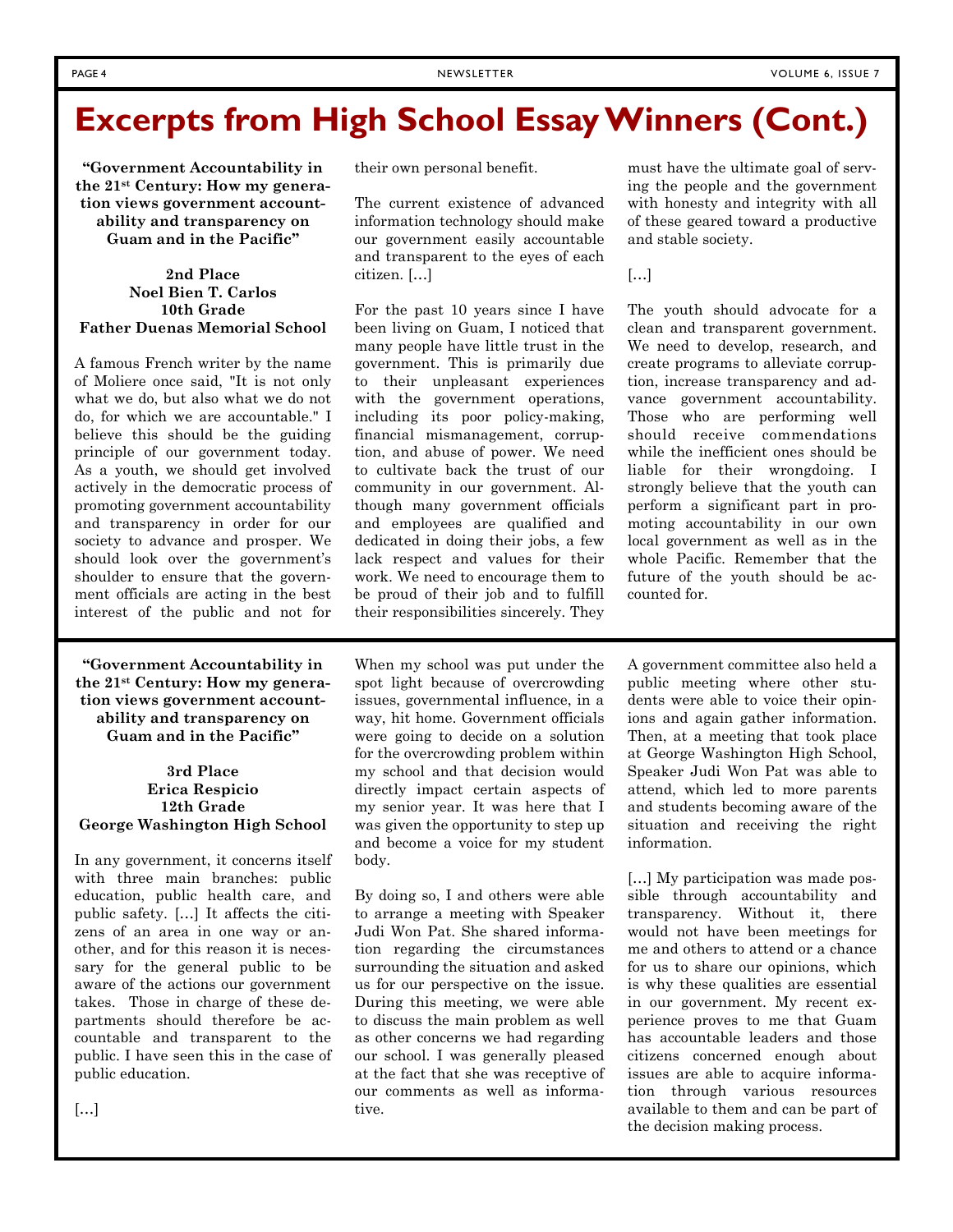# Excerpts from High School Essay Winners (Cont.)

**"Government Accountability in the 21st Century: How my generation views government accountability and transparency on Guam and in the Pacific"**

**2nd Place**
**Noel Bien T. Carlos**
**10th Grade**
**Father Duenas Memorial School**

A famous French writer by the name of Moliere once said, "It is not only what we do, but also what we do not do, for which we are accountable." I believe this should be the guiding principle of our government today. As a youth, we should get involved actively in the democratic process of promoting government accountability and transparency in order for our society to advance and prosper. We should look over the government's shoulder to ensure that the government officials are acting in the best interest of the public and not for their own personal benefit.

The current existence of advanced information technology should make our government easily accountable and transparent to the eyes of each citizen. […]

For the past 10 years since I have been living on Guam, I noticed that many people have little trust in the government. This is primarily due to their unpleasant experiences with the government operations, including its poor policy-making, financial mismanagement, corruption, and abuse of power. We need to cultivate back the trust of our community in our government. Although many government officials and employees are qualified and dedicated in doing their jobs, a few lack respect and values for their work. We need to encourage them to be proud of their job and to fulfill their responsibilities sincerely. They must have the ultimate goal of serving the people and the government with honesty and integrity with all of these geared toward a productive and stable society.

[…]

The youth should advocate for a clean and transparent government. We need to develop, research, and create programs to alleviate corruption, increase transparency and advance government accountability. Those who are performing well should receive commendations while the inefficient ones should be liable for their wrongdoing. I strongly believe that the youth can perform a significant part in promoting accountability in our own local government as well as in the whole Pacific. Remember that the future of the youth should be accounted for.

---

**"Government Accountability in the 21st Century: How my generation views government accountability and transparency on Guam and in the Pacific"**

**3rd Place**
**Erica Respicio**
**12th Grade**
**George Washington High School**

In any government, it concerns itself with three main branches: public education, public health care, and public safety. […] It affects the citizens of an area in one way or another, and for this reason it is necessary for the general public to be aware of the actions our government takes. Those in charge of these departments should therefore be accountable and transparent to the public. I have seen this in the case of public education.

[…]

When my school was put under the spot light because of overcrowding issues, governmental influence, in a way, hit home. Government officials were going to decide on a solution for the overcrowding problem within my school and that decision would directly impact certain aspects of my senior year. It was here that I was given the opportunity to step up and become a voice for my student body.

By doing so, I and others were able to arrange a meeting with Speaker Judi Won Pat. She shared information regarding the circumstances surrounding the situation and asked us for our perspective on the issue. During this meeting, we were able to discuss the main problem as well as other concerns we had regarding our school. I was generally pleased at the fact that she was receptive of our comments as well as informative.

A government committee also held a public meeting where other students were able to voice their opinions and again gather information. Then, at a meeting that took place at George Washington High School, Speaker Judi Won Pat was able to attend, which led to more parents and students becoming aware of the situation and receiving the right information.

[…] My participation was made possible through accountability and transparency. Without it, there would not have been meetings for me and others to attend or a chance for us to share our opinions, which is why these qualities are essential in our government. My recent experience proves to me that Guam has accountable leaders and those citizens concerned enough about issues are able to acquire information through various resources available to them and can be part of the decision making process.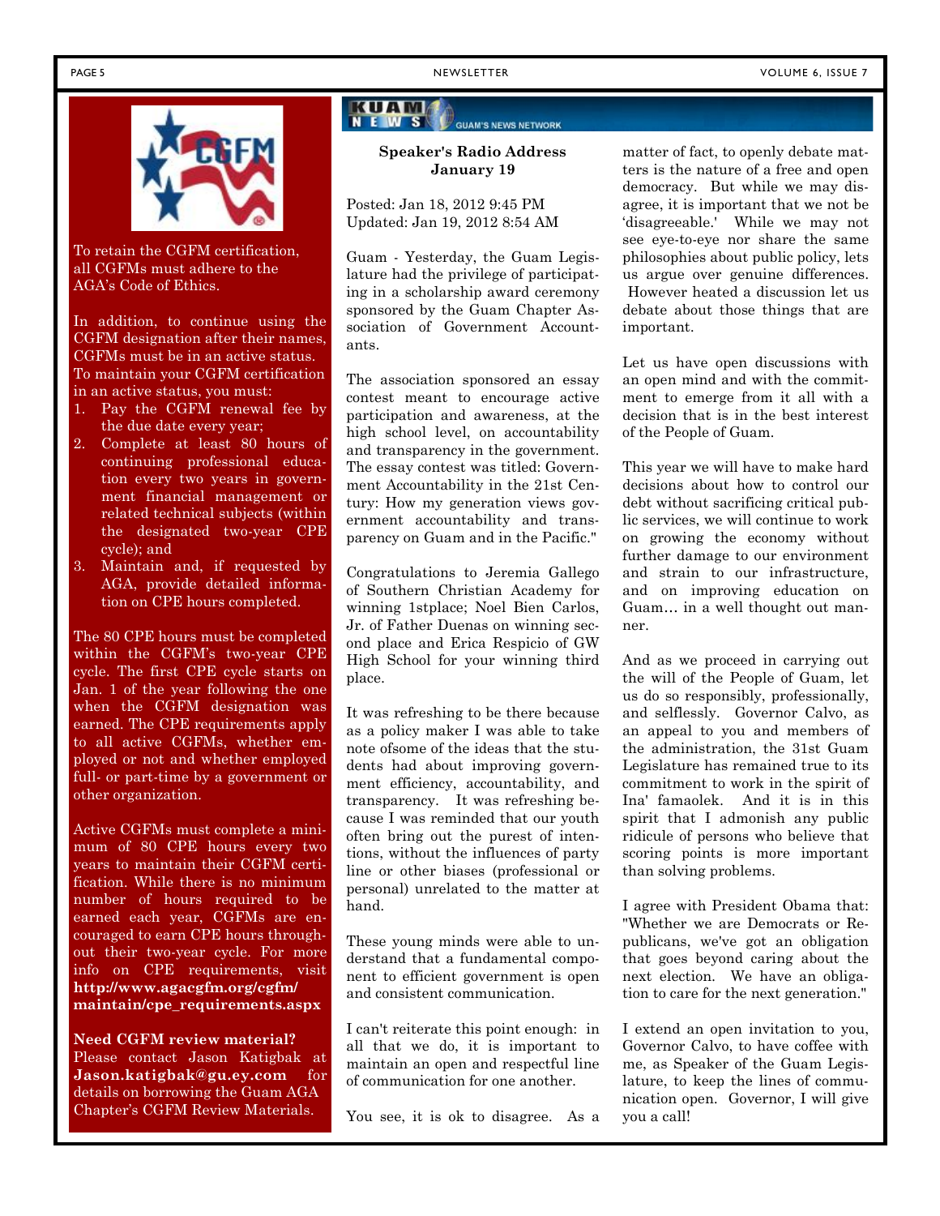To retain the CGFM certification, all CGFMs must adhere to the AGA's Code of Ethics.

In addition, to continue using the CGFM designation after their names, CGFMs must be in an active status. To maintain your CGFM certification in an active status, you must:

1. Pay the CGFM renewal fee by the due date every year;
2. Complete at least 80 hours of continuing professional education every two years in government financial management or related technical subjects (within the designated two-year CPE cycle); and
3. Maintain and, if requested by AGA, provide detailed information on CPE hours completed.

The 80 CPE hours must be completed within the CGFM's two-year CPE cycle. The first CPE cycle starts on Jan. 1 of the year following the one when the CGFM designation was earned. The CPE requirements apply to all active CGFMs, whether employed or not and whether employed full- or part-time by a government or other organization.

Active CGFMs must complete a minimum of 80 CPE hours every two years to maintain their CGFM certification. While there is no minimum number of hours required to be earned each year, CGFMs are encouraged to earn CPE hours throughout their two-year cycle. For more info on CPE requirements, visit **http://www.agacgfm.org/cgfm/maintain/cpe_requirements.aspx**

**Need CGFM review material?** Please contact Jason Katigbak at **Jason.katigbak@gu.ey.com** for details on borrowing the Guam AGA Chapter's CGFM Review Materials.

KUAM NEWS — GUAM'S NEWS NETWORK

**Speaker's Radio Address January 19**

Posted: Jan 18, 2012 9:45 PM
Updated: Jan 19, 2012 8:54 AM

Guam - Yesterday, the Guam Legislature had the privilege of participating in a scholarship award ceremony sponsored by the Guam Chapter Association of Government Accountants.

The association sponsored an essay contest meant to encourage active participation and awareness, at the high school level, on accountability and transparency in the government. The essay contest was titled: Government Accountability in the 21st Century: How my generation views government accountability and transparency on Guam and in the Pacific."

Congratulations to Jeremia Gallego of Southern Christian Academy for winning 1stplace; Noel Bien Carlos, Jr. of Father Duenas on winning second place and Erica Respicio of GW High School for your winning third place.

It was refreshing to be there because as a policy maker I was able to take note ofsome of the ideas that the students had about improving government efficiency, accountability, and transparency. It was refreshing because I was reminded that our youth often bring out the purest of intentions, without the influences of party line or other biases (professional or personal) unrelated to the matter at hand.

These young minds were able to understand that a fundamental component to efficient government is open and consistent communication.

I can't reiterate this point enough: in all that we do, it is important to maintain an open and respectful line of communication for one another.

You see, it is ok to disagree. As a matter of fact, to openly debate matters is the nature of a free and open democracy. But while we may disagree, it is important that we not be 'disagreeable.' While we may not see eye-to-eye nor share the same philosophies about public policy, lets us argue over genuine differences. However heated a discussion let us debate about those things that are important.

Let us have open discussions with an open mind and with the commitment to emerge from it all with a decision that is in the best interest of the People of Guam.

This year we will have to make hard decisions about how to control our debt without sacrificing critical public services, we will continue to work on growing the economy without further damage to our environment and strain to our infrastructure, and on improving education on Guam… in a well thought out manner.

And as we proceed in carrying out the will of the People of Guam, let us do so responsibly, professionally, and selflessly. Governor Calvo, as an appeal to you and members of the administration, the 31st Guam Legislature has remained true to its commitment to work in the spirit of Ina' famaolek. And it is in this spirit that I admonish any public ridicule of persons who believe that scoring points is more important than solving problems.

I agree with President Obama that: "Whether we are Democrats or Republicans, we've got an obligation that goes beyond caring about the next election. We have an obligation to care for the next generation."

I extend an open invitation to you, Governor Calvo, to have coffee with me, as Speaker of the Guam Legislature, to keep the lines of communication open. Governor, I will give you a call!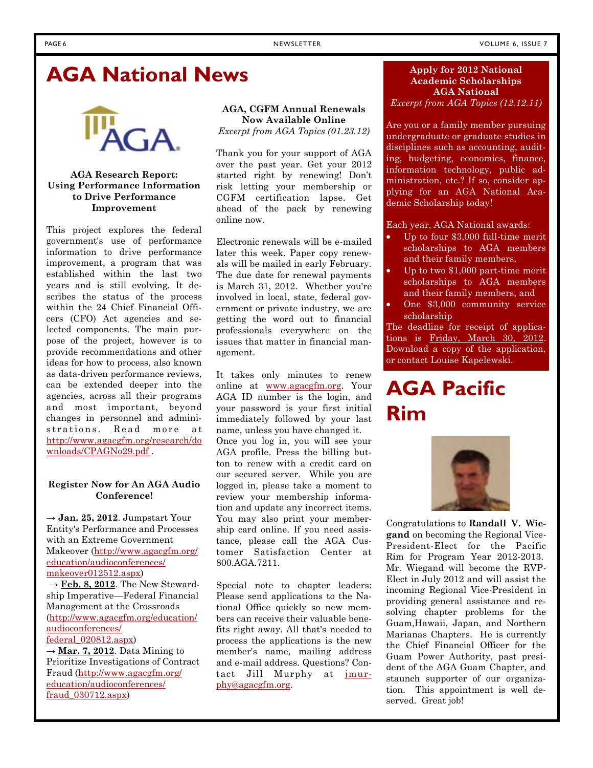# AGA National News

### AGA Research Report: Using Performance Information to Drive Performance Improvement

This project explores the federal government's use of performance information to drive performance improvement, a program that was established within the last two years and is still evolving. It describes the status of the process within the 24 Chief Financial Officers (CFO) Act agencies and selected components. The main purpose of the project, however is to provide recommendations and other ideas for how to process, also known as data-driven performance reviews, can be extended deeper into the agencies, across all their programs and most important, beyond changes in personnel and administrations. Read more at http://www.agacgfm.org/research/downloads/CPAGNo29.pdf .

### Register Now for An AGA Audio Conference!

→ **Jan. 25, 2012**. Jumpstart Your Entity's Performance and Processes with an Extreme Government Makeover (http://www.agacgfm.org/education/audioconferences/makeover012512.aspx)

→ **Feb. 8, 2012**. The New Stewardship Imperative—Federal Financial Management at the Crossroads (http://www.agacgfm.org/education/audioconferences/federal_020812.aspx)

→ **Mar. 7, 2012**. Data Mining to Prioritize Investigations of Contract Fraud (http://www.agacgfm.org/education/audioconferences/fraud_030712.aspx)

### AGA, CGFM Annual Renewals Now Available Online

*Excerpt from AGA Topics (01.23.12)*

Thank you for your support of AGA over the past year. Get your 2012 started right by renewing! Don't risk letting your membership or CGFM certification lapse. Get ahead of the pack by renewing online now.

Electronic renewals will be e-mailed later this week. Paper copy renewals will be mailed in early February. The due date for renewal payments is March 31, 2012. Whether you're involved in local, state, federal government or private industry, we are getting the word out to financial professionals everywhere on the issues that matter in financial management.

It takes only minutes to renew online at www.agacgfm.org. Your AGA ID number is the login, and your password is your first initial immediately followed by your last name, unless you have changed it. Once you log in, you will see your AGA profile. Press the billing button to renew with a credit card on our secured server. While you are logged in, please take a moment to review your membership information and update any incorrect items. You may also print your membership card online. If you need assistance, please call the AGA Customer Satisfaction Center at 800.AGA.7211.

Special note to chapter leaders: Please send applications to the National Office quickly so new members can receive their valuable benefits right away. All that's needed to process the applications is the new member's name, mailing address and e-mail address. Questions? Contact Jill Murphy at jmurphy@agacgfm.org.

### Apply for 2012 National Academic Scholarships AGA National

*Excerpt from AGA Topics (12.12.11)*

Are you or a family member pursuing undergraduate or graduate studies in disciplines such as accounting, auditing, budgeting, economics, finance, information technology, public administration, etc.? If so, consider applying for an AGA National Academic Scholarship today!

Each year, AGA National awards:

- Up to four $3,000 full-time merit scholarships to AGA members and their family members,
- Up to two $1,000 part-time merit scholarships to AGA members and their family members, and
- One $3,000 community service scholarship

The deadline for receipt of applications is Friday, March 30, 2012. Download a copy of the application, or contact Louise Kapelewski.

# AGA Pacific Rim

Congratulations to **Randall V. Wiegand** on becoming the Regional Vice-President-Elect for the Pacific Rim for Program Year 2012-2013. Mr. Wiegand will become the RVP-Elect in July 2012 and will assist the incoming Regional Vice-President in providing general assistance and resolving chapter problems for the Guam,Hawaii, Japan, and Northern Marianas Chapters. He is currently the Chief Financial Officer for the Guam Power Authority, past president of the AGA Guam Chapter, and staunch supporter of our organization. This appointment is well deserved. Great job!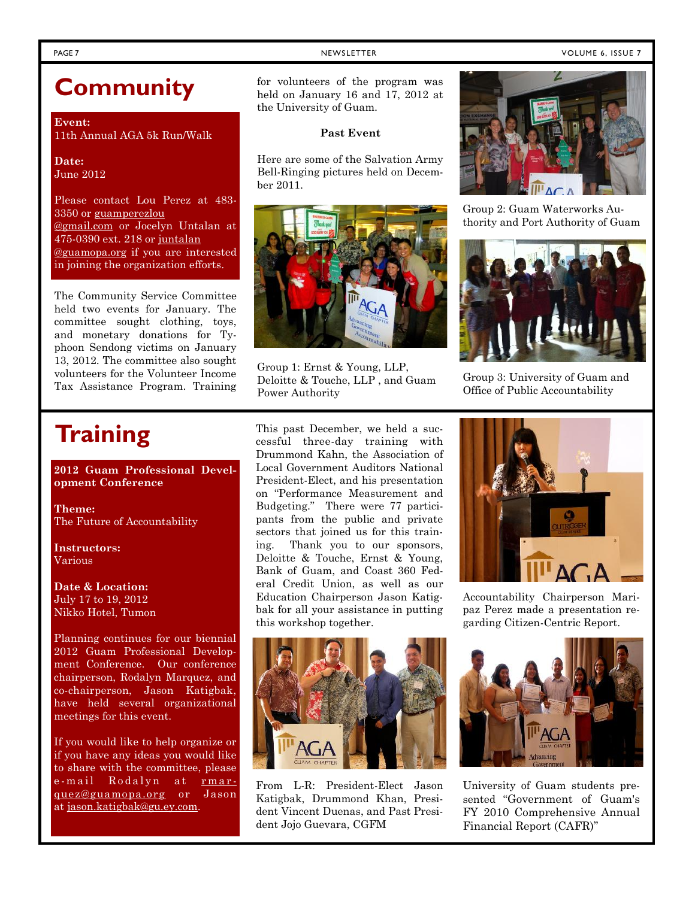# Community

**Event:**
11th Annual AGA 5k Run/Walk

**Date:**
June 2012

Please contact Lou Perez at 483-3350 or guamperezlou@gmail.com or Jocelyn Untalan at 475-0390 ext. 218 or juntalan@guamopa.org if you are interested in joining the organization efforts.

The Community Service Committee held two events for January. The committee sought clothing, toys, and monetary donations for Typhoon Sendong victims on January 13, 2012. The committee also sought volunteers for the Volunteer Income Tax Assistance Program. Training for volunteers of the program was held on January 16 and 17, 2012 at the University of Guam.

**Past Event**

Here are some of the Salvation Army Bell-Ringing pictures held on December 2011.

Group 1: Ernst & Young, LLP, Deloitte & Touche, LLP , and Guam Power Authority

Group 2: Guam Waterworks Authority and Port Authority of Guam

Group 3: University of Guam and Office of Public Accountability

# Training

**2012 Guam Professional Development Conference**

**Theme:**
The Future of Accountability

**Instructors:**
Various

**Date & Location:**
July 17 to 19, 2012
Nikko Hotel, Tumon

Planning continues for our biennial 2012 Guam Professional Development Conference. Our conference chairperson, Rodalyn Marquez, and co-chairperson, Jason Katigbak, have held several organizational meetings for this event.

If you would like to help organize or if you have any ideas you would like to share with the committee, please e-mail Rodalyn at rmarquez@guamopa.org or Jason at jason.katigbak@gu.ey.com.

This past December, we held a successful three-day training with Drummond Kahn, the Association of Local Government Auditors National President-Elect, and his presentation on "Performance Measurement and Budgeting." There were 77 participants from the public and private sectors that joined us for this training. Thank you to our sponsors, Deloitte & Touche, Ernst & Young, Bank of Guam, and Coast 360 Federal Credit Union, as well as our Education Chairperson Jason Katigbak for all your assistance in putting this workshop together.

From L-R: President-Elect Jason Katigbak, Drummond Khan, President Vincent Duenas, and Past President Jojo Guevara, CGFM

Accountability Chairperson Maripaz Perez made a presentation regarding Citizen-Centric Report.

University of Guam students presented "Government of Guam's FY 2010 Comprehensive Annual Financial Report (CAFR)"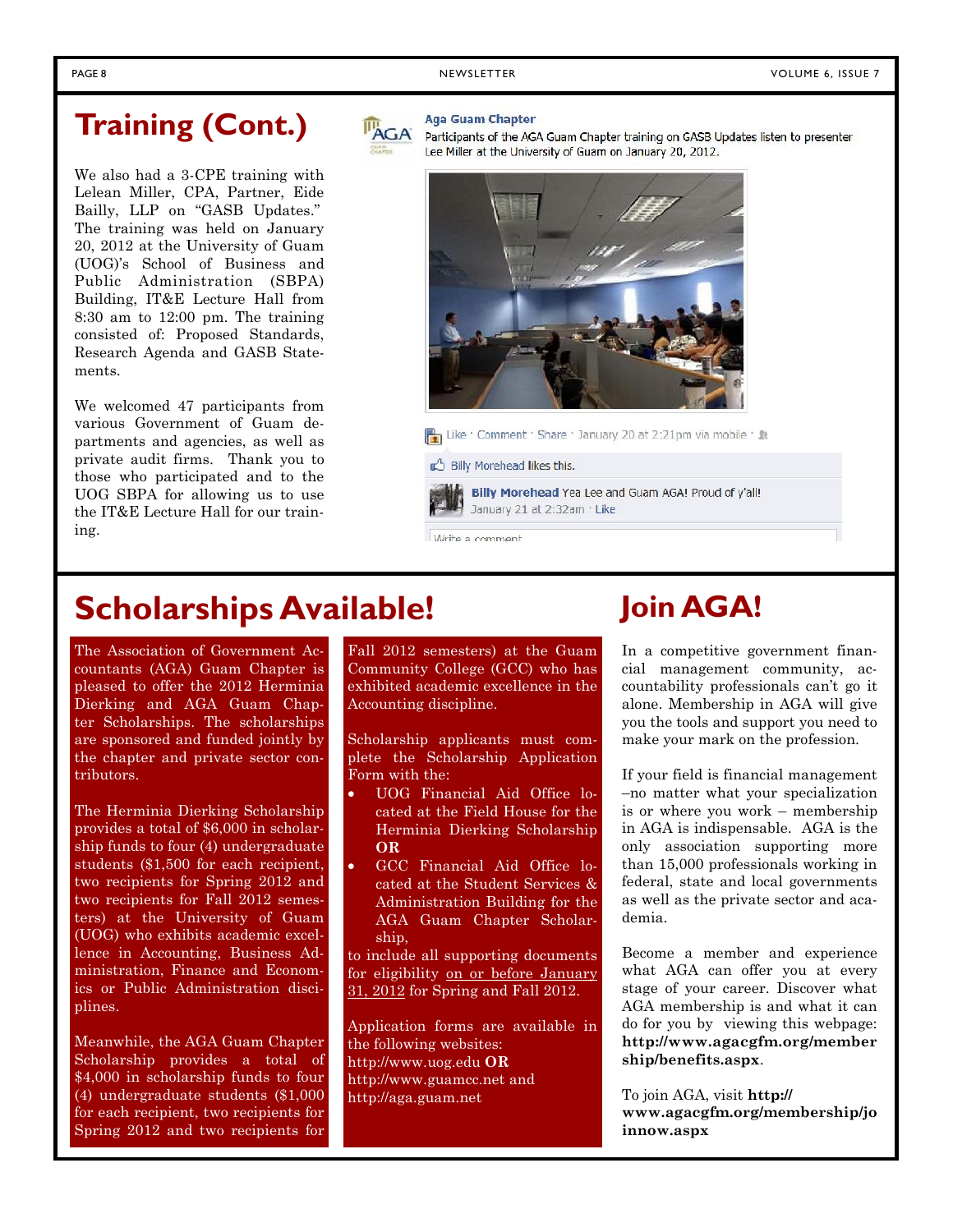## Training (Cont.)

We also had a 3-CPE training with Lelean Miller, CPA, Partner, Eide Bailly, LLP on "GASB Updates." The training was held on January 20, 2012 at the University of Guam (UOG)'s School of Business and Public Administration (SBPA) Building, IT&E Lecture Hall from 8:30 am to 12:00 pm. The training consisted of: Proposed Standards, Research Agenda and GASB Statements.

We welcomed 47 participants from various Government of Guam departments and agencies, as well as private audit firms. Thank you to those who participated and to the UOG SBPA for allowing us to use the IT&E Lecture Hall for our training.

**Aga Guam Chapter**
Participants of the AGA Guam Chapter training on GASB Updates listen to presenter Lee Miller at the University of Guam on January 20, 2012.

Like · Comment · Share · January 20 at 2:21pm via mobile ·

Billy Morehead likes this.

**Billy Morehead** Yea Lee and Guam AGA! Proud of y'all!
January 21 at 2:32am · Like

Write a comment

## Scholarships Available!

The Association of Government Accountants (AGA) Guam Chapter is pleased to offer the 2012 Herminia Dierking and AGA Guam Chapter Scholarships. The scholarships are sponsored and funded jointly by the chapter and private sector contributors.

The Herminia Dierking Scholarship provides a total of $6,000 in scholarship funds to four (4) undergraduate students ($1,500 for each recipient, two recipients for Spring 2012 and two recipients for Fall 2012 semesters) at the University of Guam (UOG) who exhibits academic excellence in Accounting, Business Administration, Finance and Economics or Public Administration disciplines.

Meanwhile, the AGA Guam Chapter Scholarship provides a total of $4,000 in scholarship funds to four (4) undergraduate students ($1,000 for each recipient, two recipients for Spring 2012 and two recipients for Fall 2012 semesters) at the Guam Community College (GCC) who has exhibited academic excellence in the Accounting discipline.

Scholarship applicants must complete the Scholarship Application Form with the:

- UOG Financial Aid Office located at the Field House for the Herminia Dierking Scholarship **OR**
- GCC Financial Aid Office located at the Student Services & Administration Building for the AGA Guam Chapter Scholarship,

to include all supporting documents for eligibility on or before January 31, 2012 for Spring and Fall 2012.

Application forms are available in the following websites:
http://www.uog.edu **OR**
http://www.guamcc.net and
http://aga.guam.net

## Join AGA!

In a competitive government financial management community, accountability professionals can't go it alone. Membership in AGA will give you the tools and support you need to make your mark on the profession.

If your field is financial management –no matter what your specialization is or where you work – membership in AGA is indispensable. AGA is the only association supporting more than 15,000 professionals working in federal, state and local governments as well as the private sector and academia.

Become a member and experience what AGA can offer you at every stage of your career. Discover what AGA membership is and what it can do for you by viewing this webpage: **http://www.agacgfm.org/membership/benefits.aspx**.

To join AGA, visit **http://www.agacgfm.org/membership/joinnow.aspx**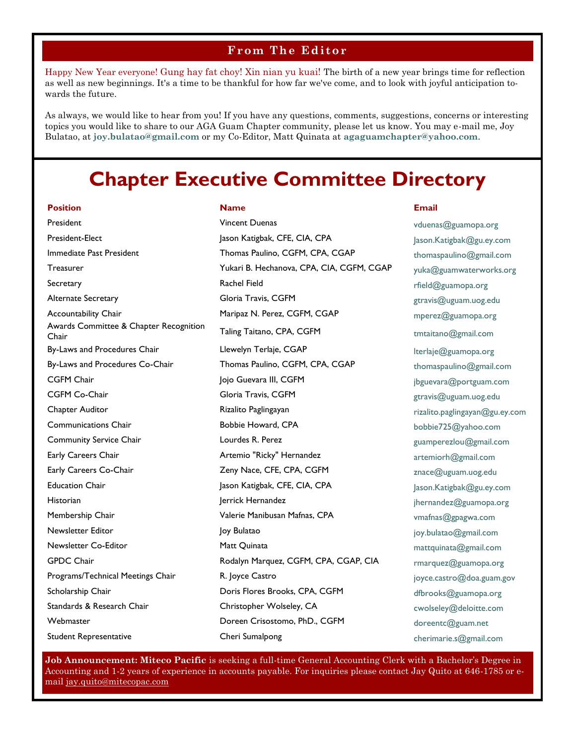## From The Editor

Happy New Year everyone! Gung hay fat choy! Xin nian yu kuai! The birth of a new year brings time for reflection as well as new beginnings. It's a time to be thankful for how far we've come, and to look with joyful anticipation towards the future.

As always, we would like to hear from you! If you have any questions, comments, suggestions, concerns or interesting topics you would like to share to our AGA Guam Chapter community, please let us know. You may e-mail me, Joy Bulatao, at **joy.bulatao@gmail.com** or my Co-Editor, Matt Quinata at **agaguamchapter@yahoo.com**.

# Chapter Executive Committee Directory

| Position | Name | Email |
|---|---|---|
| President | Vincent Duenas | vduenas@guamopa.org |
| President-Elect | Jason Katigbak, CFE, CIA, CPA | Jason.Katigbak@gu.ey.com |
| Immediate Past President | Thomas Paulino, CGFM, CPA, CGAP | thomaspaulino@gmail.com |
| Treasurer | Yukari B. Hechanova, CPA, CIA, CGFM, CGAP | yuka@guamwaterworks.org |
| Secretary | Rachel Field | rfield@guamopa.org |
| Alternate Secretary | Gloria Travis, CGFM | gtravis@uguam.uog.edu |
| Accountability Chair | Maripaz N. Perez, CGFM, CGAP | mperez@guamopa.org |
| Awards Committee & Chapter Recognition Chair | Taling Taitano, CPA, CGFM | tmtaitano@gmail.com |
| By-Laws and Procedures Chair | Llewelyn Terlaje, CGAP | lterlaje@guamopa.org |
| By-Laws and Procedures Co-Chair | Thomas Paulino, CGFM, CPA, CGAP | thomaspaulino@gmail.com |
| CGFM Chair | Jojo Guevara III, CGFM | jbguevara@portguam.com |
| CGFM Co-Chair | Gloria Travis, CGFM | gtravis@uguam.uog.edu |
| Chapter Auditor | Rizalito Paglingayan | rizalito.paglingayan@gu.ey.com |
| Communications Chair | Bobbie Howard, CPA | bobbie725@yahoo.com |
| Community Service Chair | Lourdes R. Perez | guamperezlou@gmail.com |
| Early Careers Chair | Artemio "Ricky" Hernandez | artemiorh@gmail.com |
| Early Careers Co-Chair | Zeny Nace, CFE, CPA, CGFM | znace@uguam.uog.edu |
| Education Chair | Jason Katigbak, CFE, CIA, CPA | Jason.Katigbak@gu.ey.com |
| Historian | Jerrick Hernandez | jhernandez@guamopa.org |
| Membership Chair | Valerie Manibusan Mafnas, CPA | vmafnas@gpagwa.com |
| Newsletter Editor | Joy Bulatao | joy.bulatao@gmail.com |
| Newsletter Co-Editor | Matt Quinata | mattquinata@gmail.com |
| GPDC Chair | Rodalyn Marquez, CGFM, CPA, CGAP, CIA | rmarquez@guamopa.org |
| Programs/Technical Meetings Chair | R. Joyce Castro | joyce.castro@doa.guam.gov |
| Scholarship Chair | Doris Flores Brooks, CPA, CGFM | dfbrooks@guamopa.org |
| Standards & Research Chair | Christopher Wolseley, CA | cwolseley@deloitte.com |
| Webmaster | Doreen Crisostomo, PhD., CGFM | doreentc@guam.net |
| Student Representative | Cheri Sumalpong | cherimarie.s@gmail.com |

**Job Announcement: Miteco Pacific** is seeking a full-time General Accounting Clerk with a Bachelor's Degree in Accounting and 1-2 years of experience in accounts payable. For inquiries please contact Jay Quito at 646-1785 or e-mail jay.quito@mitecopac.com